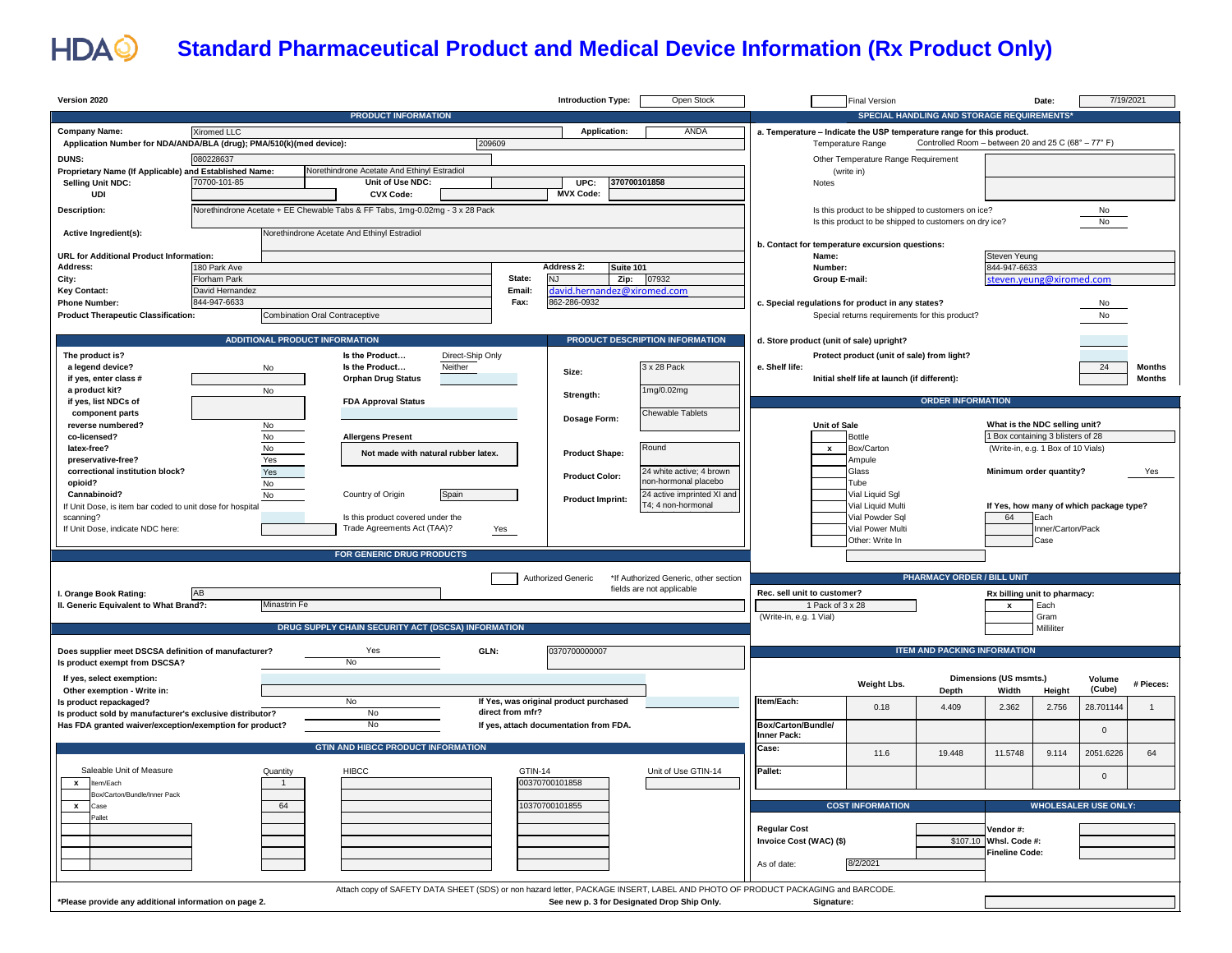# Standard Pharmaceutical Product and Medical Device Information (Rx Product Only)

**Version 2020**

**Introduction Type:** Open Stock

Final Version | **Date:** 7/19/2021

## PRODUCT INFORMATION

| Field | Value |
|---|---|
| **Company Name:** | Xiromed LLC |
| **Application:** | ANDA |
| **Application Number for NDA/ANDA/BLA (drug); PMA/510(k)(med device):** | 209609 |
| **DUNS:** | 080228637 |
| **Proprietary Name (If Applicable) and Established Name:** | Norethindrone Acetate And Ethinyl Estradiol |
| **Selling Unit NDC:** | 70700-101-85 |
| **Unit of Use NDC:** | |
| **UPC:** | 370700101858 |
| **UDI** | |
| **CVX Code:** | |
| **MVX Code:** | |
| **Description:** | Norethindrone Acetate + EE Chewable Tabs & FF Tabs, 1mg-0.02mg - 3 x 28 Pack |
| **Active Ingredient(s):** | Norethindrone Acetate And Ethinyl Estradiol |
| **URL for Additional Product Information:** | |
| **Address:** | 180 Park Ave |
| **Address 2:** | Suite 101 |
| **City:** | Florham Park |
| **State:** | NJ |
| **Zip:** | 07932 |
| **Key Contact:** | David Hernandez |
| **Email:** | david.hernandez@xiromed.com |
| **Phone Number:** | 844-947-6633 |
| **Fax:** | 862-286-0932 |
| **Product Therapeutic Classification:** | Combination Oral Contraceptive |

## SPECIAL HANDLING AND STORAGE REQUIREMENTS*

**a. Temperature – Indicate the USP temperature range for this product.**

- Temperature Range: Controlled Room – between 20 and 25 C (68° – 77° F)
- Other Temperature Range Requirement (write in):
- Notes:
- Is this product to be shipped to customers on ice? No
- Is this product to be shipped to customers on dry ice? No

**b. Contact for temperature excursion questions:**

- Name: Steven Yeung
- Number: 844-947-6633
- Group E-mail: steven.yeung@xiromed.com

**c. Special regulations for product in any states?** No

- Special returns requirements for this product? No

**d. Store product (unit of sale) upright?**

- Protect product (unit of sale) from light?

**e. Shelf life:** 24 Months

- Initial shelf life at launch (if different): Months

## ADDITIONAL PRODUCT INFORMATION

**The product is?**

| Question | Answer |
|---|---|
| a legend device? | No |
| if yes, enter class # | |
| a product kit? | No |
| if yes, list NDCs of component parts | |
| reverse numbered? | No |
| co-licensed? | No |
| latex-free? | No |
| preservative-free? | Yes |
| correctional institution block? | Yes |
| opioid? | No |
| Cannabinoid? | No |
| If Unit Dose, is item bar coded to unit dose for hospital scanning? | |
| If Unit Dose, indicate NDC here: | |

| Question | Answer |
|---|---|
| **Is the Product…** | Direct-Ship Only |
| **Is the Product…** | Neither |
| **Orphan Drug Status** | |
| **FDA Approval Status** | |
| **Allergens Present** | Not made with natural rubber latex. |
| Country of Origin | Spain |
| Is this product covered under the Trade Agreements Act (TAA)? | Yes |

## PRODUCT DESCRIPTION INFORMATION

| Field | Value |
|---|---|
| **Size:** | 3 x 28 Pack |
| **Strength:** | 1mg/0.02mg |
| **Dosage Form:** | Chewable Tablets |
| **Product Shape:** | Round |
| **Product Color:** | 24 white active; 4 brown non-hormonal placebo |
| **Product Imprint:** | 24 active imprinted XI and T4; 4 non-hormonal |

## ORDER INFORMATION

**Unit of Sale**

| | Type |
|---|---|
| | Bottle |
| x | Box/Carton |
| | Ampule |
| | Glass |
| | Tube |
| | Vial Liquid Sgl |
| | Vial Liquid Multi |
| | Vial Powder Sql |
| | Vial Power Multi |
| | Other: Write In |

**What is the NDC selling unit?** 1 Box containing 3 blisters of 28

(Write-in, e.g. 1 Box of 10 Vials)

**Minimum order quantity?** Yes

**If Yes, how many of which package type?**

| Quantity | Package Type |
|---|---|
| 64 | Each |
| | Inner/Carton/Pack |
| | Case |

## FOR GENERIC DRUG PRODUCTS

- [ ] Authorized Generic — *If Authorized Generic, other section fields are not applicable

**I. Orange Book Rating:** AB

**II. Generic Equivalent to What Brand?:** Minastrin Fe

## PHARMACY ORDER / BILL UNIT

**Rec. sell unit to customer?** 1 Pack of 3 x 28

(Write-in, e.g. 1 Vial)

**Rx billing unit to pharmacy:**

| | Unit |
|---|---|
| x | Each |
| | Gram |
| | Milliliter |

## DRUG SUPPLY CHAIN SECURITY ACT (DSCSA) INFORMATION

| Question | Answer |
|---|---|
| **Does supplier meet DSCSA definition of manufacturer?** | Yes |
| **GLN:** | 0370700000007 |
| **Is product exempt from DSCSA?** | No |
| **If yes, select exemption:** | |
| **Other exemption - Write in:** | |
| **Is product repackaged?** | No |
| **If Yes, was original product purchased direct from mfr?** | |
| **Is product sold by manufacturer's exclusive distributor?** | No |
| **Has FDA granted waiver/exception/exemption for product?** | No |
| **If yes, attach documentation from FDA.** | |

## ITEM AND PACKING INFORMATION

| | Weight Lbs. | Depth | Width | Height | Volume (Cube) | # Pieces: |
|---|---|---|---|---|---|---|
| | | Dimensions (US msmts.) | | | | |
| **Item/Each:** | 0.18 | 4.409 | 2.362 | 2.756 | 28.701144 | 1 |
| **Box/Carton/Bundle/ Inner Pack:** | | | | | 0 | |
| **Case:** | 11.6 | 19.448 | 11.5748 | 9.114 | 2051.6226 | 64 |
| **Pallet:** | | | | | 0 | |

## GTIN AND HIBCC PRODUCT INFORMATION

| | Saleable Unit of Measure | Quantity | HIBCC | GTIN-14 | Unit of Use GTIN-14 |
|---|---|---|---|---|---|
| x | Item/Each | 1 | | 00370700101858 | |
| | Box/Carton/Bundle/Inner Pack | | | | |
| x | Case | 64 | | 10370700101855 | |
| | Pallet | | | | |

## COST INFORMATION

| Field | Value |
|---|---|
| **Regular Cost** | |
| **Invoice Cost (WAC) ($)** | $107.10 |
| As of date: | 8/2/2021 |

## WHOLESALER USE ONLY:

- **Vendor #:**
- **Whsl. Code #:**
- **Fineline Code:**

Attach copy of SAFETY DATA SHEET (SDS) or non hazard letter, PACKAGE INSERT, LABEL AND PHOTO OF PRODUCT PACKAGING and BARCODE.

**\*Please provide any additional information on page 2.**

**See new p. 3 for Designated Drop Ship Only.**

**Signature:**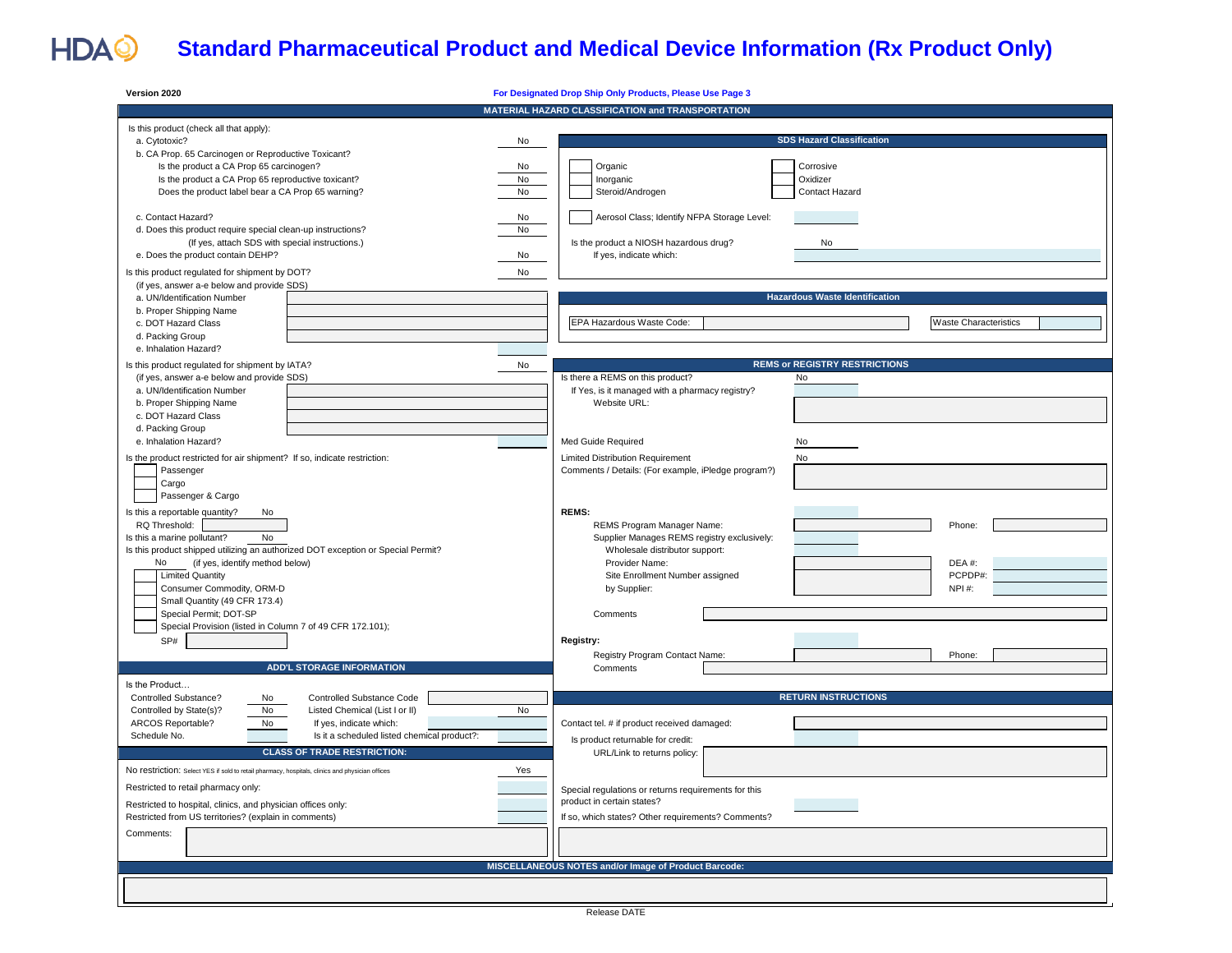# HDA Standard Pharmaceutical Product and Medical Device Information (Rx Product Only)

Version 2020

**For Designated Drop Ship Only Products, Please Use Page 3**

## MATERIAL HAZARD CLASSIFICATION and TRANSPORTATION

Is this product (check all that apply):

| | |
|---|---|
| a. Cytotoxic? | No |
| b. CA Prop. 65 Carcinogen or Reproductive Toxicant? | |
| Is the product a CA Prop 65 carcinogen? | No |
| Is the product a CA Prop 65 reproductive toxicant? | No |
| Does the product label bear a CA Prop 65 warning? | No |
| c. Contact Hazard? | No |
| d. Does this product require special clean-up instructions? (If yes, attach SDS with special instructions.) | No |
| e. Does the product contain DEHP? | No |

Is this product regulated for shipment by DOT? No
(if yes, answer a-e below and provide SDS)

- a. UN/Identification Number
- b. Proper Shipping Name
- c. DOT Hazard Class
- d. Packing Group
- e. Inhalation Hazard?

Is this product regulated for shipment by IATA? No
(if yes, answer a-e below and provide SDS)

- a. UN/Identification Number
- b. Proper Shipping Name
- c. DOT Hazard Class
- d. Packing Group
- e. Inhalation Hazard?

Is the product restricted for air shipment? If so, indicate restriction:

- [ ] Passenger
- [ ] Cargo
- [ ] Passenger & Cargo

Is this a reportable quantity? No
RQ Threshold:
Is this a marine pollutant? No
Is this product shipped utilizing an authorized DOT exception or Special Permit?
No (if yes, identify method below)

- [ ] Limited Quantity
- [ ] Consumer Commodity, ORM-D
- [ ] Small Quantity (49 CFR 173.4)
- [ ] Special Permit; DOT-SP
- [ ] Special Provision (listed in Column 7 of 49 CFR 172.101);

SP#

### SDS Hazard Classification

- [ ] Organic
- [ ] Inorganic
- [ ] Steroid/Androgen
- [ ] Corrosive
- [ ] Oxidizer
- [ ] Contact Hazard
- [ ] Aerosol Class; Identify NFPA Storage Level:

Is the product a NIOSH hazardous drug? No
If yes, indicate which:

### Hazardous Waste Identification

EPA Hazardous Waste Code:
Waste Characteristics

### REMS or REGISTRY RESTRICTIONS

Is there a REMS on this product? No
If Yes, is it managed with a pharmacy registry?
Website URL:

Med Guide Required: No
Limited Distribution Requirement: No
Comments / Details: (For example, iPledge program?)

**REMS:**

- REMS Program Manager Name: — Phone:
- Supplier Manages REMS registry exclusively:
- Wholesale distributor support:
- Provider Name: — DEA #:
- Site Enrollment Number assigned by Supplier: — PCPDP#: — NPI #:
- Comments

**Registry:**

- Registry Program Contact Name: — Phone:
- Comments

## ADD'L STORAGE INFORMATION

Is the Product…

| | | | |
|---|---|---|---|
| Controlled Substance? | No | Controlled Substance Code | |
| Controlled by State(s)? | No | Listed Chemical (List I or II) | No |
| ARCOS Reportable? | No | If yes, indicate which: | |
| Schedule No. | | Is it a scheduled listed chemical product?: | |

## CLASS OF TRADE RESTRICTION:

| | |
|---|---|
| No restriction: Select YES if sold to retail pharmacy, hospitals, clinics and physician offices | Yes |
| Restricted to retail pharmacy only: | |
| Restricted to hospital, clinics, and physician offices only: | |
| Restricted from US territories? (explain in comments) | |

Comments:

## RETURN INSTRUCTIONS

Contact tel. # if product received damaged:
Is product returnable for credit:
URL/Link to returns policy:

Special regulations or returns requirements for this product in certain states?
If so, which states? Other requirements? Comments?

## MISCELLANEOUS NOTES and/or Image of Product Barcode:

Release DATE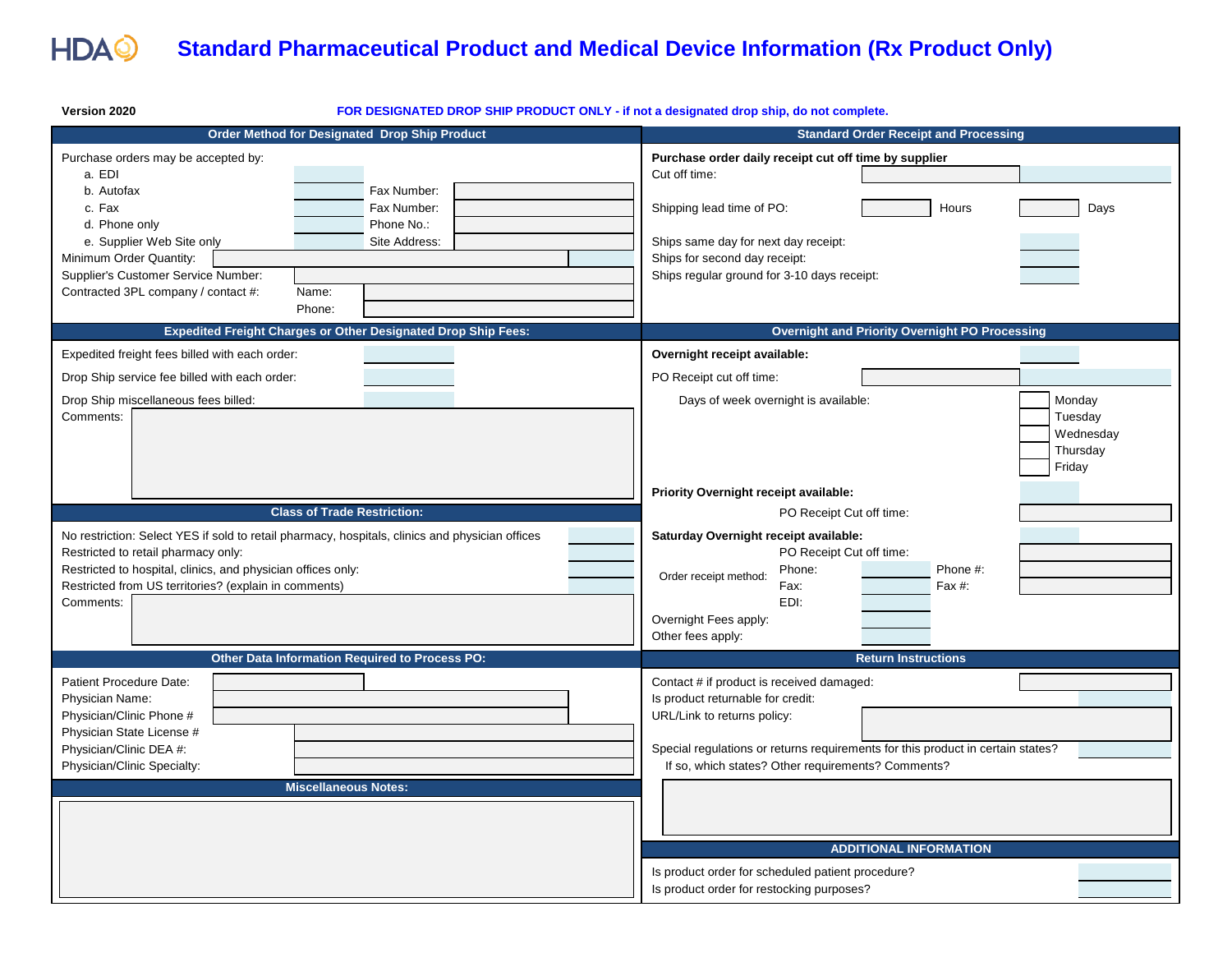# HDA Standard Pharmaceutical Product and Medical Device Information (Rx Product Only)

**Version 2020**

**FOR DESIGNATED DROP SHIP PRODUCT ONLY - if not a designated drop ship, do not complete.**

## Order Method for Designated Drop Ship Product

Purchase orders may be accepted by:

| | | | |
|---|---|---|---|
| a. EDI | | | |
| b. Autofax | | Fax Number: | |
| c. Fax | | Fax Number: | |
| d. Phone only | | Phone No.: | |
| e. Supplier Web Site only | | Site Address: | |

Minimum Order Quantity:

Supplier's Customer Service Number:

Contracted 3PL company / contact #: Name:

Phone:

## Expedited Freight Charges or Other Designated Drop Ship Fees:

Expedited freight fees billed with each order:

Drop Ship service fee billed with each order:

Drop Ship miscellaneous fees billed:

Comments:

## Class of Trade Restriction:

No restriction: Select YES if sold to retail pharmacy, hospitals, clinics and physician offices

Restricted to retail pharmacy only:

Restricted to hospital, clinics, and physician offices only:

Restricted from US territories? (explain in comments)

Comments:

## Other Data Information Required to Process PO:

Patient Procedure Date:

Physician Name:

Physician/Clinic Phone #

Physician State License #

Physician/Clinic DEA #:

Physician/Clinic Specialty:

## Miscellaneous Notes:

## Standard Order Receipt and Processing

**Purchase order daily receipt cut off time by supplier**

Cut off time:

Shipping lead time of PO: Hours Days

Ships same day for next day receipt:

Ships for second day receipt:

Ships regular ground for 3-10 days receipt:

## Overnight and Priority Overnight PO Processing

**Overnight receipt available:**

PO Receipt cut off time:

Days of week overnight is available:

- Monday
- Tuesday
- Wednesday
- Thursday
- Friday

**Priority Overnight receipt available:**

PO Receipt Cut off time:

**Saturday Overnight receipt available:**

PO Receipt Cut off time:

Order receipt method:

| | | | |
|---|---|---|---|
| Phone: | | Phone #: | |
| Fax: | | Fax #: | |
| EDI: | | | |

Overnight Fees apply:

Other fees apply:

## Return Instructions

Contact # if product is received damaged:

Is product returnable for credit:

URL/Link to returns policy:

Special regulations or returns requirements for this product in certain states?

If so, which states? Other requirements? Comments?

## ADDITIONAL INFORMATION

Is product order for scheduled patient procedure?

Is product order for restocking purposes?